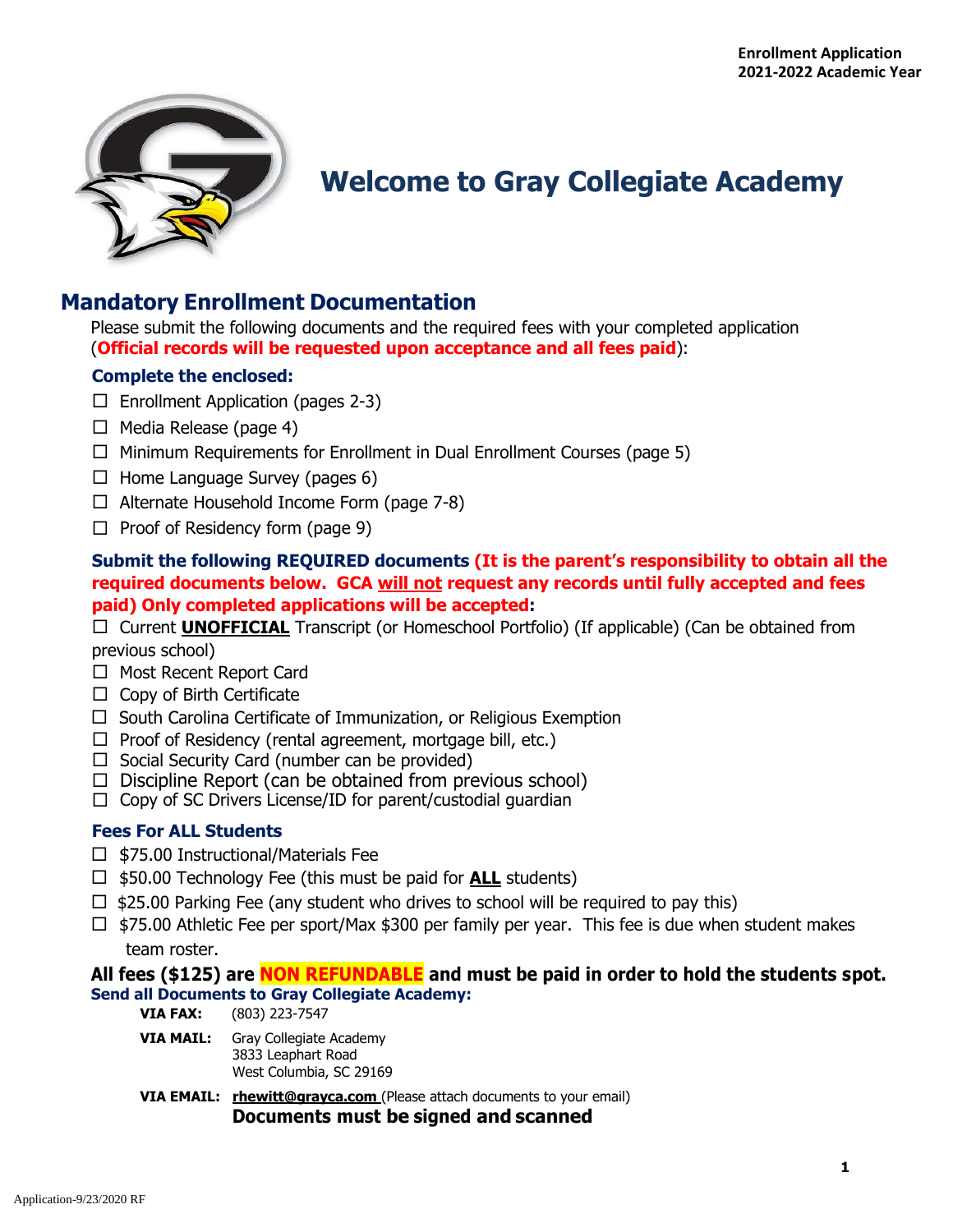**Enrollment Application**
**2021-2022 Academic Year**

# Welcome to Gray Collegiate Academy

## Mandatory Enrollment Documentation

Please submit the following documents and the required fees with your completed application (**Official records will be requested upon acceptance and all fees paid**):

### Complete the enclosed:

- ☐ Enrollment Application (pages 2-3)
- ☐ Media Release (page 4)
- ☐ Minimum Requirements for Enrollment in Dual Enrollment Courses (page 5)
- ☐ Home Language Survey (pages 6)
- ☐ Alternate Household Income Form (page 7-8)
- ☐ Proof of Residency form (page 9)

### Submit the following REQUIRED documents (It is the parent's responsibility to obtain all the required documents below. GCA will not request any records until fully accepted and fees paid) Only completed applications will be accepted:

- ☐ Current **UNOFFICIAL** Transcript (or Homeschool Portfolio) (If applicable) (Can be obtained from previous school)
- ☐ Most Recent Report Card
- ☐ Copy of Birth Certificate
- ☐ South Carolina Certificate of Immunization, or Religious Exemption
- ☐ Proof of Residency (rental agreement, mortgage bill, etc.)
- ☐ Social Security Card (number can be provided)
- ☐ Discipline Report (can be obtained from previous school)
- ☐ Copy of SC Drivers License/ID for parent/custodial guardian

### Fees For ALL Students

- ☐ $75.00 Instructional/Materials Fee
- ☐ $50.00 Technology Fee (this must be paid for **ALL** students)
- ☐ $25.00 Parking Fee (any student who drives to school will be required to pay this)
- ☐ $75.00 Athletic Fee per sport/Max $300 per family per year. This fee is due when student makes team roster.

**All fees ($125) are NON REFUNDABLE and must be paid in order to hold the students spot.**

**Send all Documents to Gray Collegiate Academy:**

**VIA FAX:** (803) 223-7547

**VIA MAIL:** Gray Collegiate Academy
3833 Leaphart Road
West Columbia, SC 29169

**VIA EMAIL:** **rhewitt@grayca.com** (Please attach documents to your email)

**Documents must be signed and scanned**

Application-9/23/2020 RF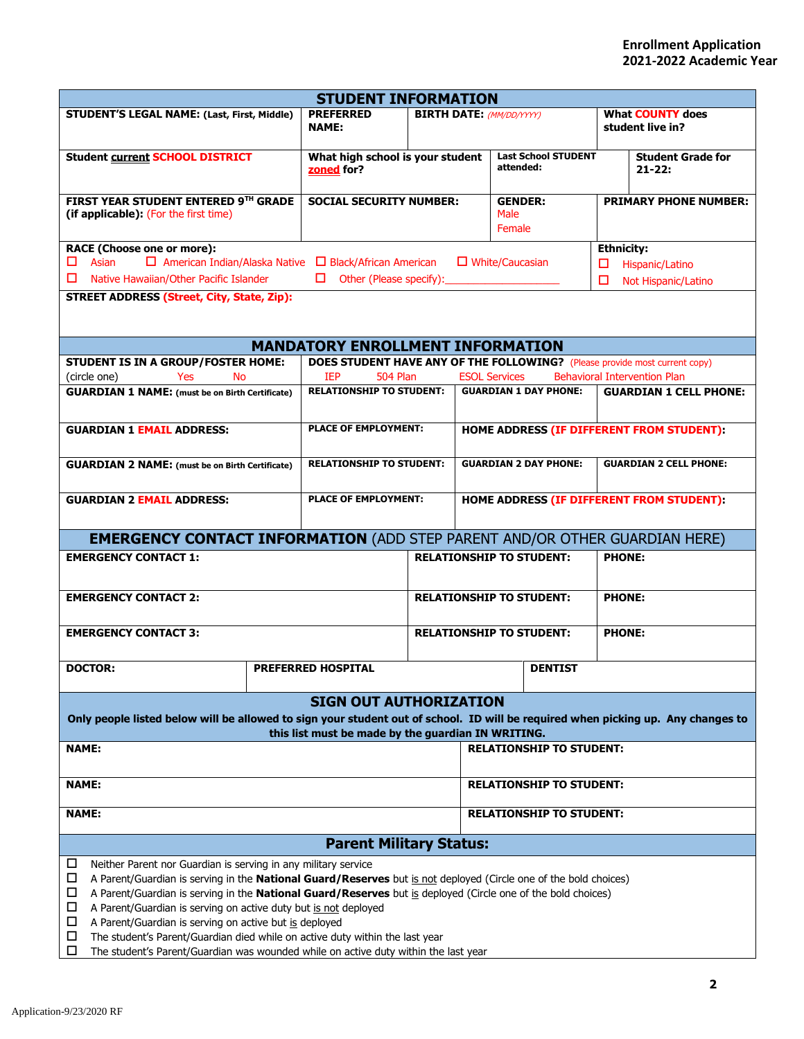**Enrollment Application**
**2021-2022 Academic Year**

## STUDENT INFORMATION

| STUDENT'S LEGAL NAME: (Last, First, Middle) | PREFERRED NAME: | BIRTH DATE: *(MM/DD/YYYY)* | What COUNTY does student live in? |
|---|---|---|---|
| | | | |

| Student current SCHOOL DISTRICT | What high school is your student zoned for? | Last School STUDENT attended: | Student Grade for 21-22: |
|---|---|---|---|
| | | | |

| FIRST YEAR STUDENT ENTERED 9TH GRADE (if applicable): (For the first time) | SOCIAL SECURITY NUMBER: | GENDER: Male Female | PRIMARY PHONE NUMBER: |
|---|---|---|---|
| | | | |

**RACE (Choose one or more):**
- ☐ Asian
- ☐ American Indian/Alaska Native
- ☐ Black/African American
- ☐ White/Caucasian
- ☐ Native Hawaiian/Other Pacific Islander
- ☐ Other (Please specify):_________________

**Ethnicity:**
- ☐ Hispanic/Latino
- ☐ Not Hispanic/Latino

**STREET ADDRESS (Street, City, State, Zip):**

## MANDATORY ENROLLMENT INFORMATION

| STUDENT IS IN A GROUP/FOSTER HOME: (circle one) Yes No | DOES STUDENT HAVE ANY OF THE FOLLOWING? (Please provide most current copy) IEP 504 Plan ESOL Services Behavioral Intervention Plan | | |
|---|---|---|---|
| **GUARDIAN 1 NAME:** (must be on Birth Certificate) | **RELATIONSHIP TO STUDENT:** | **GUARDIAN 1 DAY PHONE:** | **GUARDIAN 1 CELL PHONE:** |
| **GUARDIAN 1 EMAIL ADDRESS:** | **PLACE OF EMPLOYMENT:** | **HOME ADDRESS (IF DIFFERENT FROM STUDENT):** | |
| **GUARDIAN 2 NAME:** (must be on Birth Certificate) | **RELATIONSHIP TO STUDENT:** | **GUARDIAN 2 DAY PHONE:** | **GUARDIAN 2 CELL PHONE:** |
| **GUARDIAN 2 EMAIL ADDRESS:** | **PLACE OF EMPLOYMENT:** | **HOME ADDRESS (IF DIFFERENT FROM STUDENT):** | |

## EMERGENCY CONTACT INFORMATION (ADD STEP PARENT AND/OR OTHER GUARDIAN HERE)

| EMERGENCY CONTACT 1: | RELATIONSHIP TO STUDENT: | PHONE: |
|---|---|---|
| **EMERGENCY CONTACT 2:** | **RELATIONSHIP TO STUDENT:** | **PHONE:** |
| **EMERGENCY CONTACT 3:** | **RELATIONSHIP TO STUDENT:** | **PHONE:** |

| DOCTOR: | PREFERRED HOSPITAL | DENTIST |
|---|---|---|
| | | |

## SIGN OUT AUTHORIZATION

**Only people listed below will be allowed to sign your student out of school. ID will be required when picking up. Any changes to this list must be made by the guardian IN WRITING.**

| NAME: | RELATIONSHIP TO STUDENT: |
|---|---|
| **NAME:** | **RELATIONSHIP TO STUDENT:** |
| **NAME:** | **RELATIONSHIP TO STUDENT:** |

## Parent Military Status:

- ☐ Neither Parent nor Guardian is serving in any military service
- ☐ A Parent/Guardian is serving in the **National Guard/Reserves** but is not deployed (Circle one of the bold choices)
- ☐ A Parent/Guardian is serving in the **National Guard/Reserves** but is deployed (Circle one of the bold choices)
- ☐ A Parent/Guardian is serving on active duty but is not deployed
- ☐ A Parent/Guardian is serving on active but is deployed
- ☐ The student's Parent/Guardian died while on active duty within the last year
- ☐ The student's Parent/Guardian was wounded while on active duty within the last year

Application-9/23/2020 RF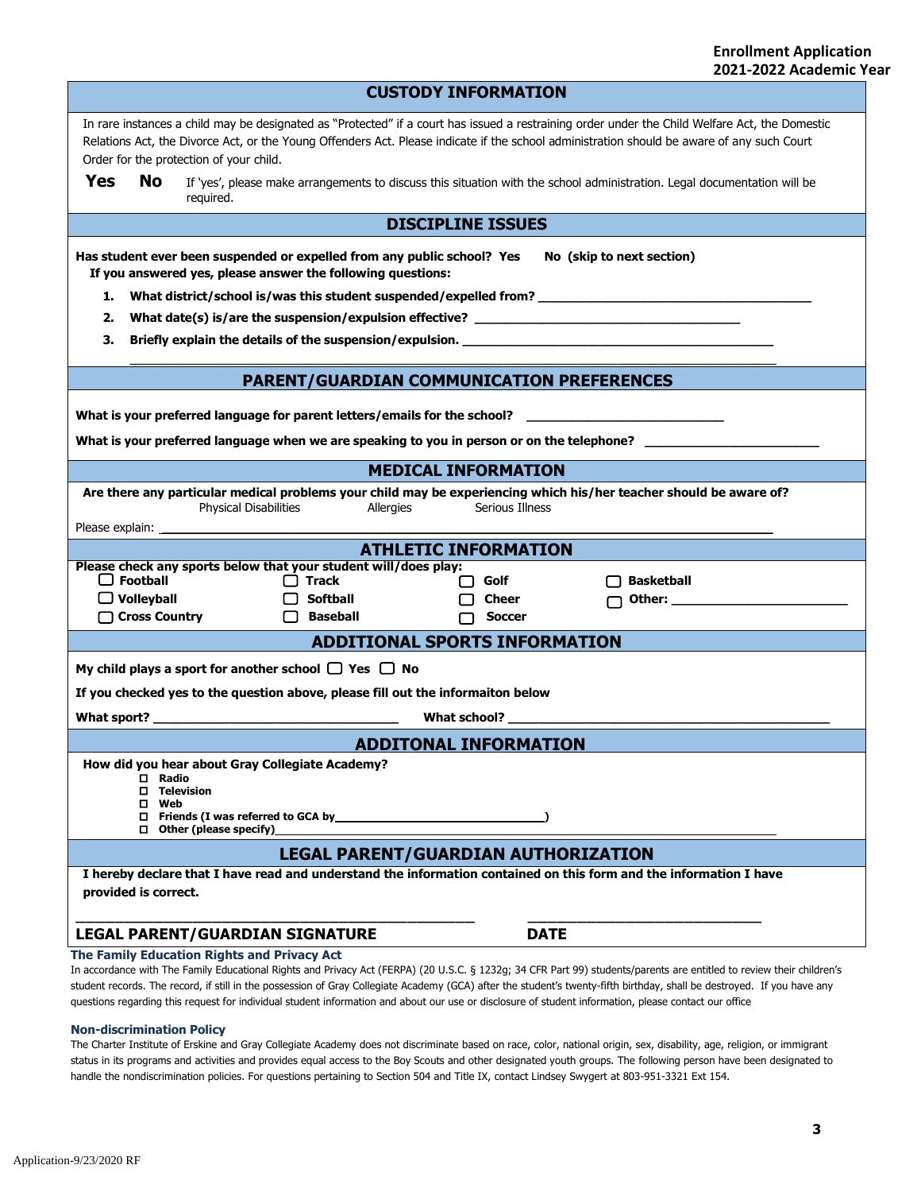## CUSTODY INFORMATION

In rare instances a child may be designated as "Protected" if a court has issued a restraining order under the Child Welfare Act, the Domestic Relations Act, the Divorce Act, or the Young Offenders Act. Please indicate if the school administration should be aware of any such Court Order for the protection of your child.

**Yes** **No** If 'yes', please make arrangements to discuss this situation with the school administration. Legal documentation will be required.

## DISCIPLINE ISSUES

**Has student ever been suspended or expelled from any public school? Yes No (skip to next section)**
**If you answered yes, please answer the following questions:**

1. **What district/school is/was this student suspended/expelled from?** ___________________________________
2. **What date(s) is/are the suspension/expulsion effective?** ___________________________________
3. **Briefly explain the details of the suspension/expulsion.** ___________________________________
___________________________________________________________________________

## PARENT/GUARDIAN COMMUNICATION PREFERENCES

**What is your preferred language for parent letters/emails for the school?** ______________________

**What is your preferred language when we are speaking to you in person or on the telephone?** ______________________

## MEDICAL INFORMATION

**Are there any particular medical problems your child may be experiencing which his/her teacher should be aware of?**
Physical Disabilities Allergies Serious Illness

Please explain: ___________________________________________________________________________

## ATHLETIC INFORMATION

**Please check any sports below that your student will/does play:**

- ☐ **Football**
- ☐ **Track**
- ☐ **Golf**
- ☐ **Basketball**
- ☐ **Volleyball**
- ☐ **Softball**
- ☐ **Cheer**
- ☐ **Other:** ______________________
- ☐ **Cross Country**
- ☐ **Baseball**
- ☐ **Soccer**

## ADDITIONAL SPORTS INFORMATION

**My child plays a sport for another school** ☐ **Yes** ☐ **No**

**If you checked yes to the question above, please fill out the informaiton below**

**What sport?** ______________________________ **What school?** ______________________________

## ADDITONAL INFORMATION

**How did you hear about Gray Collegiate Academy?**

- ☐ **Radio**
- ☐ **Television**
- ☐ **Web**
- ☐ **Friends (I was referred to GCA by______________________________)**
- ☐ **Other (please specify)**______________________________________________

## LEGAL PARENT/GUARDIAN AUTHORIZATION

**I hereby declare that I have read and understand the information contained on this form and the information I have provided is correct.**

______________________________________________ ______________________________

**LEGAL PARENT/GUARDIAN SIGNATURE** **DATE**

### The Family Education Rights and Privacy Act

In accordance with The Family Educational Rights and Privacy Act (FERPA) (20 U.S.C. § 1232g; 34 CFR Part 99) students/parents are entitled to review their children's student records. The record, if still in the possession of Gray Collegiate Academy (GCA) after the student's twenty-fifth birthday, shall be destroyed. If you have any questions regarding this request for individual student information and about our use or disclosure of student information, please contact our office

### Non-discrimination Policy

The Charter Institute of Erskine and Gray Collegiate Academy does not discriminate based on race, color, national origin, sex, disability, age, religion, or immigrant status in its programs and activities and provides equal access to the Boy Scouts and other designated youth groups. The following person have been designated to handle the nondiscrimination policies. For questions pertaining to Section 504 and Title IX, contact Lindsey Swygert at 803-951-3321 Ext 154.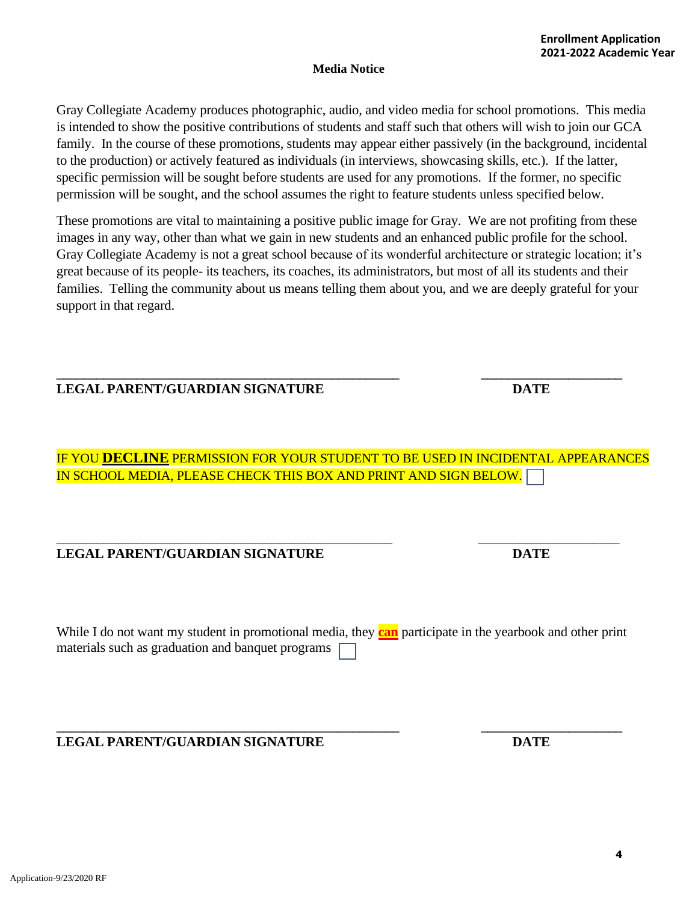**Media Notice**

Gray Collegiate Academy produces photographic, audio, and video media for school promotions. This media is intended to show the positive contributions of students and staff such that others will wish to join our GCA family. In the course of these promotions, students may appear either passively (in the background, incidental to the production) or actively featured as individuals (in interviews, showcasing skills, etc.). If the latter, specific permission will be sought before students are used for any promotions. If the former, no specific permission will be sought, and the school assumes the right to feature students unless specified below.

These promotions are vital to maintaining a positive public image for Gray. We are not profiting from these images in any way, other than what we gain in new students and an enhanced public profile for the school. Gray Collegiate Academy is not a great school because of its wonderful architecture or strategic location; it's great because of its people- its teachers, its coaches, its administrators, but most of all its students and their families. Telling the community about us means telling them about you, and we are deeply grateful for your support in that regard.

______________________________________________ ____________________

**LEGAL PARENT/GUARDIAN SIGNATURE** **DATE**

IF YOU **DECLINE** PERMISSION FOR YOUR STUDENT TO BE USED IN INCIDENTAL APPEARANCES IN SCHOOL MEDIA, PLEASE CHECK THIS BOX AND PRINT AND SIGN BELOW. ☐

______________________________________________ ____________________

**LEGAL PARENT/GUARDIAN SIGNATURE** **DATE**

While I do not want my student in promotional media, they **can** participate in the yearbook and other print materials such as graduation and banquet programs ☐

______________________________________________ ____________________

**LEGAL PARENT/GUARDIAN SIGNATURE** **DATE**

Application-9/23/2020 RF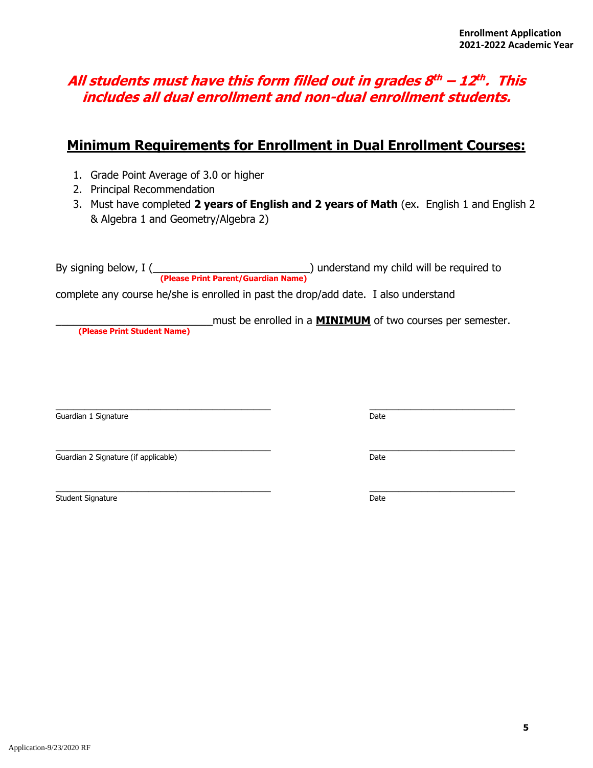**Enrollment Application**
**2021-2022 Academic Year**

***All students must have this form filled out in grades 8th – 12th. This includes all dual enrollment and non-dual enrollment students.***

## Minimum Requirements for Enrollment in Dual Enrollment Courses:

1. Grade Point Average of 3.0 or higher
2. Principal Recommendation
3. Must have completed **2 years of English and 2 years of Math** (ex. English 1 and English 2 & Algebra 1 and Geometry/Algebra 2)

By signing below, I (___________________________) understand my child will be required to
**(Please Print Parent/Guardian Name)**

complete any course he/she is enrolled in past the drop/add date. I also understand

___________________________must be enrolled in a **MINIMUM** of two courses per semester.
**(Please Print Student Name)**

_________________________________________ _____________________________
Guardian 1 Signature Date

_________________________________________ _____________________________
Guardian 2 Signature (if applicable) Date

_________________________________________ _____________________________
Student Signature Date

Application-9/23/2020 RF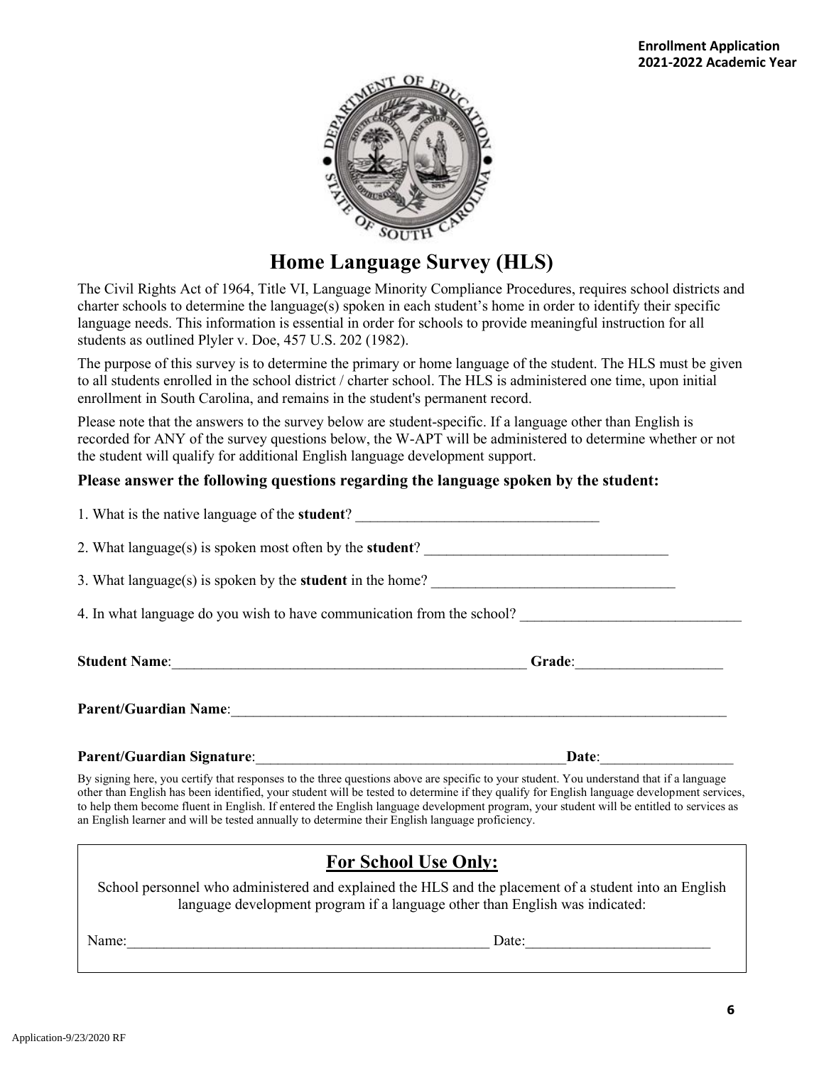**Enrollment Application**
**2021-2022 Academic Year**

# Home Language Survey (HLS)

The Civil Rights Act of 1964, Title VI, Language Minority Compliance Procedures, requires school districts and charter schools to determine the language(s) spoken in each student's home in order to identify their specific language needs. This information is essential in order for schools to provide meaningful instruction for all students as outlined Plyler v. Doe, 457 U.S. 202 (1982).

The purpose of this survey is to determine the primary or home language of the student. The HLS must be given to all students enrolled in the school district / charter school. The HLS is administered one time, upon initial enrollment in South Carolina, and remains in the student's permanent record.

Please note that the answers to the survey below are student-specific. If a language other than English is recorded for ANY of the survey questions below, the W-APT will be administered to determine whether or not the student will qualify for additional English language development support.

**Please answer the following questions regarding the language spoken by the student:**

1. What is the native language of the **student**? ________________________________

2. What language(s) is spoken most often by the **student**? ________________________________

3. What language(s) is spoken by the **student** in the home? ________________________________

4. In what language do you wish to have communication from the school? ____________________________

**Student Name**:_______________________________________________ **Grade**:___________________

**Parent/Guardian Name**:_____________________________________________________________________

**Parent/Guardian Signature**:__________________________________________**Date**:_________________

By signing here, you certify that responses to the three questions above are specific to your student. You understand that if a language other than English has been identified, your student will be tested to determine if they qualify for English language development services, to help them become fluent in English. If entered the English language development program, your student will be entitled to services as an English learner and will be tested annually to determine their English language proficiency.

## For School Use Only:

School personnel who administered and explained the HLS and the placement of a student into an English language development program if a language other than English was indicated:

Name:_________________________________________________ Date:________________________

Application-9/23/2020 RF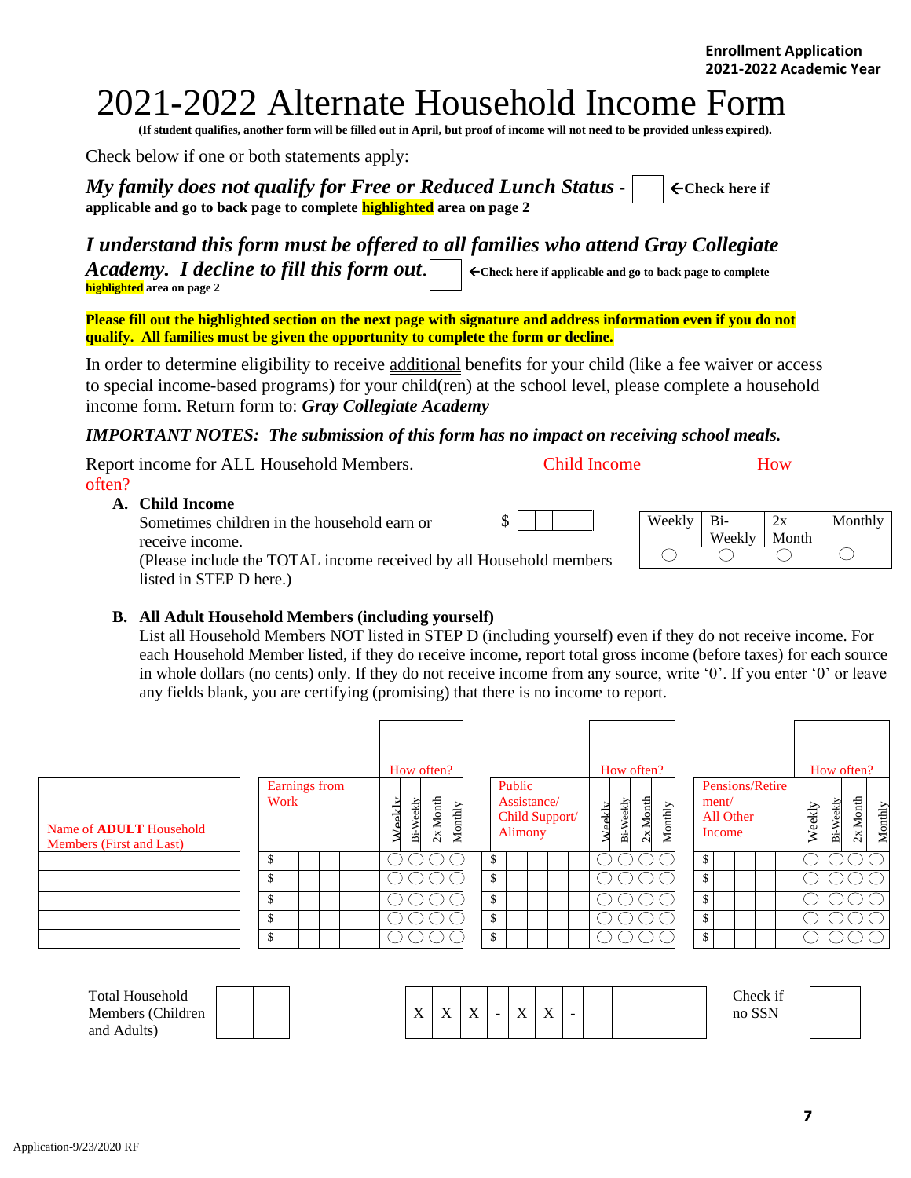Enrollment Application
2021-2022 Academic Year

# 2021-2022 Alternate Household Income Form

**(If student qualifies, another form will be filled out in April, but proof of income will not need to be provided unless expired).**

Check below if one or both statements apply:

***My family does not qualify for Free or Reduced Lunch Status*** - ☐ **←Check here if applicable and go to back page to complete highlighted area on page 2**

***I understand this form must be offered to all families who attend Gray Collegiate Academy. I decline to fill this form out***. ☐ **←Check here if applicable and go to back page to complete highlighted area on page 2**

**Please fill out the highlighted section on the next page with signature and address information even if you do not qualify. All families must be given the opportunity to complete the form or decline.**

In order to determine eligibility to receive additional benefits for your child (like a fee waiver or access to special income-based programs) for your child(ren) at the school level, please complete a household income form. Return form to: ***Gray Collegiate Academy***

***IMPORTANT NOTES: The submission of this form has no impact on receiving school meals.***

Report income for ALL Household Members. Child Income How often?

**A. Child Income**

Sometimes children in the household earn or receive income.
(Please include the TOTAL income received by all Household members listed in STEP D here.)

$ ☐☐☐☐

| Weekly | Bi-Weekly | 2x Month | Monthly |
|---|---|---|---|
| ◯ | ◯ | ◯ | ◯ |

**B. All Adult Household Members (including yourself)**

List all Household Members NOT listed in STEP D (including yourself) even if they do not receive income. For each Household Member listed, if they do receive income, report total gross income (before taxes) for each source in whole dollars (no cents) only. If they do not receive income from any source, write '0'. If you enter '0' or leave any fields blank, you are certifying (promising) that there is no income to report.

| Name of **ADULT** Household Members (First and Last) | Earnings from Work | How often? Weekly | Bi-Weekly | 2x Month | Monthly | Public Assistance/ Child Support/ Alimony | How often? Weekly | Bi-Weekly | 2x Month | Monthly | Pensions/Retirement/ All Other Income | How often? Weekly | Bi-Weekly | 2x Month | Monthly |
|---|---|---|---|---|---|---|---|---|---|---|---|---|---|---|---|
| | $ | ◯ | ◯ | ◯ | ◯ | $ | ◯ | ◯ | ◯ | ◯ | $ | ◯ | ◯ | ◯ | ◯ |
| | $ | ◯ | ◯ | ◯ | ◯ | $ | ◯ | ◯ | ◯ | ◯ | $ | ◯ | ◯ | ◯ | ◯ |
| | $ | ◯ | ◯ | ◯ | ◯ | $ | ◯ | ◯ | ◯ | ◯ | $ | ◯ | ◯ | ◯ | ◯ |
| | $ | ◯ | ◯ | ◯ | ◯ | $ | ◯ | ◯ | ◯ | ◯ | $ | ◯ | ◯ | ◯ | ◯ |
| | $ | ◯ | ◯ | ◯ | ◯ | $ | ◯ | ◯ | ◯ | ◯ | $ | ◯ | ◯ | ◯ | ◯ |

Total Household Members (Children and Adults) ☐☐

X X X - X X - ☐☐☐☐

Check if no SSN ☐

Application-9/23/2020 RF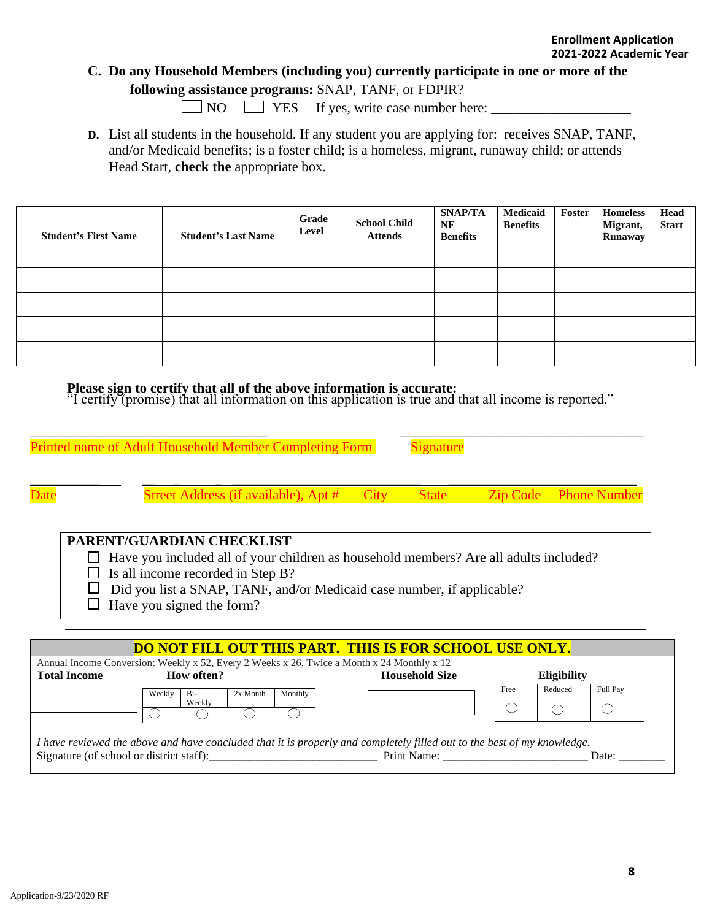**C. Do any Household Members (including you) currently participate in one or more of the following assistance programs:** SNAP, TANF, or FDPIR?

☐ NO ☐ YES If yes, write case number here: ____________________

**D.** List all students in the household. If any student you are applying for: receives SNAP, TANF, and/or Medicaid benefits; is a foster child; is a homeless, migrant, runaway child; or attends Head Start, **check the** appropriate box.

| Student's First Name | Student's Last Name | Grade Level | School Child Attends | SNAP/TANF Benefits | Medicaid Benefits | Foster | Homeless Migrant, Runaway | Head Start |
|---|---|---|---|---|---|---|---|---|
| | | | | | | | | |
| | | | | | | | | |
| | | | | | | | | |
| | | | | | | | | |
| | | | | | | | | |

**Please sign to certify that all of the above information is accurate:**
"I certify (promise) that all information on this application is true and that all income is reported."

____________________________________ ____________________________________
Printed name of Adult Household Member Completing Form Signature

__________ ____________________________________ ____________________________
Date Street Address (if available), Apt # City State Zip Code Phone Number

**PARENT/GUARDIAN CHECKLIST**

- ☐ Have you included all of your children as household members? Are all adults included?
- ☐ Is all income recorded in Step B?
- ☐ Did you list a SNAP, TANF, and/or Medicaid case number, if applicable?
- ☐ Have you signed the form?

**DO NOT FILL OUT THIS PART. THIS IS FOR SCHOOL USE ONLY.**

Annual Income Conversion: Weekly x 52, Every 2 Weeks x 26, Twice a Month x 24 Monthly x 12

| Total Income | How often? | | | | Household Size | Eligibility | | |
|---|---|---|---|---|---|---|---|---|
| | Weekly | Bi-Weekly | 2x Month | Monthly | | Free | Reduced | Full Pay |
| | ◯ | ◯ | ◯ | ◯ | | ◯ | ◯ | ◯ |

*I have reviewed the above and have concluded that it is properly and completely filled out to the best of my knowledge.*

Signature (of school or district staff):____________________________ Print Name: ________________________ Date: ________

Application-9/23/2020 RF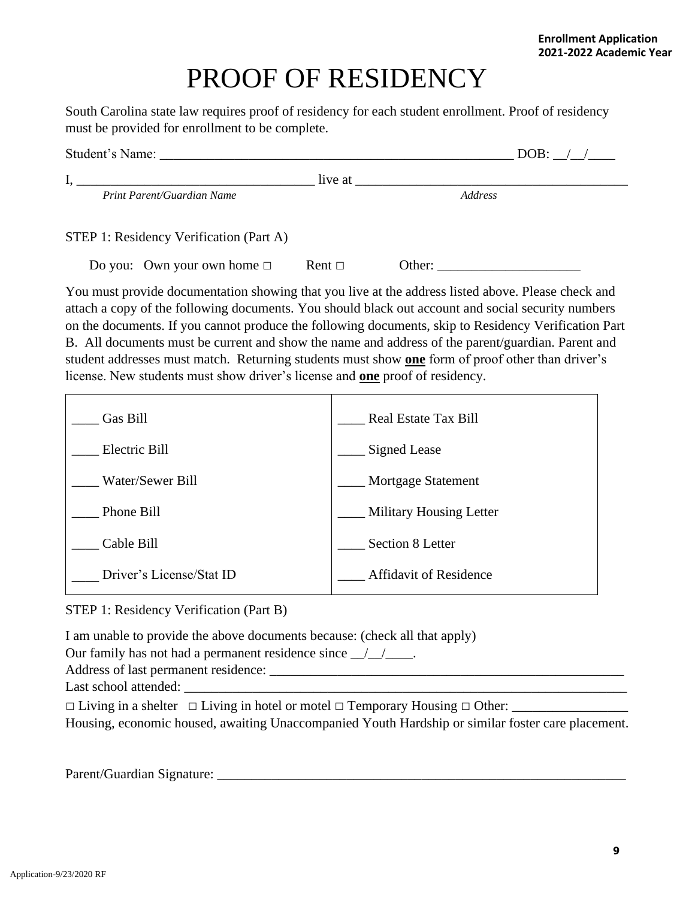**Enrollment Application**
**2021-2022 Academic Year**

# PROOF OF RESIDENCY

South Carolina state law requires proof of residency for each student enrollment. Proof of residency must be provided for enrollment to be complete.

Student's Name: _______________________________________________________ DOB: __/__/____

I, ___________________________________ live at _________________________________________

*Print Parent/Guardian Name* *Address*

STEP 1: Residency Verification (Part A)

Do you: Own your own home □ Rent □ Other: _____________________

You must provide documentation showing that you live at the address listed above. Please check and attach a copy of the following documents. You should black out account and social security numbers on the documents. If you cannot produce the following documents, skip to Residency Verification Part B. All documents must be current and show the name and address of the parent/guardian. Parent and student addresses must match. Returning students must show **<u>one</u>** form of proof other than driver's license. New students must show driver's license and **<u>one</u>** proof of residency.

| | |
|---|---|
| ____ Gas Bill | ____ Real Estate Tax Bill |
| ____ Electric Bill | ____ Signed Lease |
| ____ Water/Sewer Bill | ____ Mortgage Statement |
| ____ Phone Bill | ____ Military Housing Letter |
| ____ Cable Bill | ____ Section 8 Letter |
| ____ Driver's License/Stat ID | ____ Affidavit of Residence |

STEP 1: Residency Verification (Part B)

I am unable to provide the above documents because: (check all that apply)
Our family has not had a permanent residence since __/__/____.
Address of last permanent residence: _______________________________________________________
Last school attended: ___________________________________________________________________
□ Living in a shelter □ Living in hotel or motel □ Temporary Housing □ Other: ________________
Housing, economic housed, awaiting Unaccompanied Youth Hardship or similar foster care placement.

Parent/Guardian Signature: ______________________________________________________________

Application-9/23/2020 RF